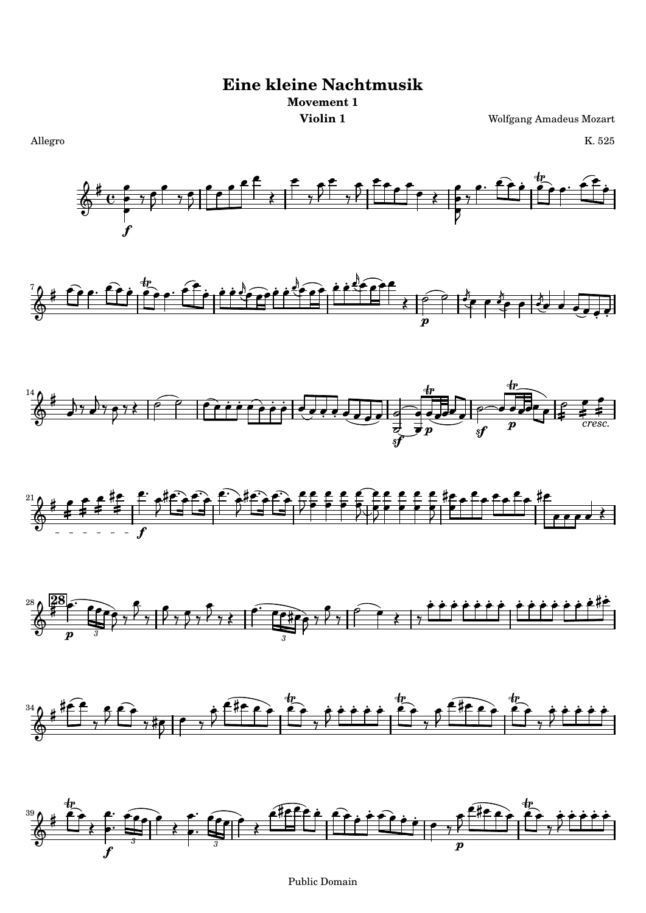# Eine kleine Nachtmusik

### Movement 1

### Violin 1

Wolfgang Amadeus Mozart

Allegro

K. 525

Public Domain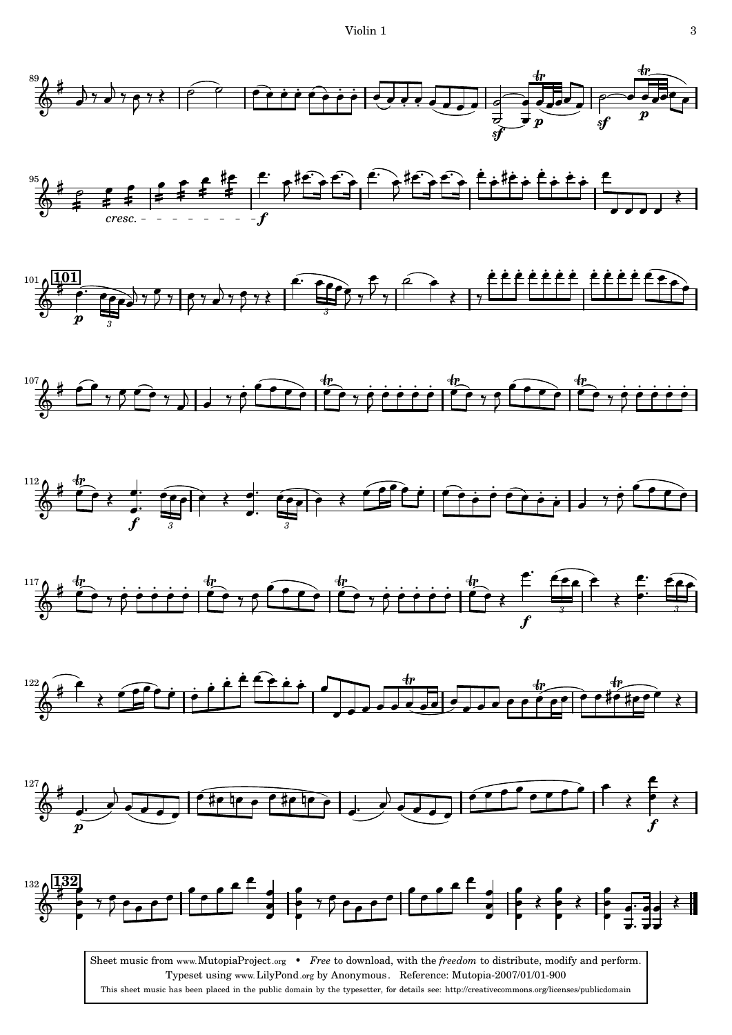Sheet music from www.MutopiaProject.org • *Free* to download, with the *freedom* to distribute, modify and perform.
Typeset using www.LilyPond.org by Anonymous. Reference: Mutopia-2007/01/01-900
This sheet music has been placed in the public domain by the typesetter, for details see: http://creativecommons.org/licenses/publicdomain